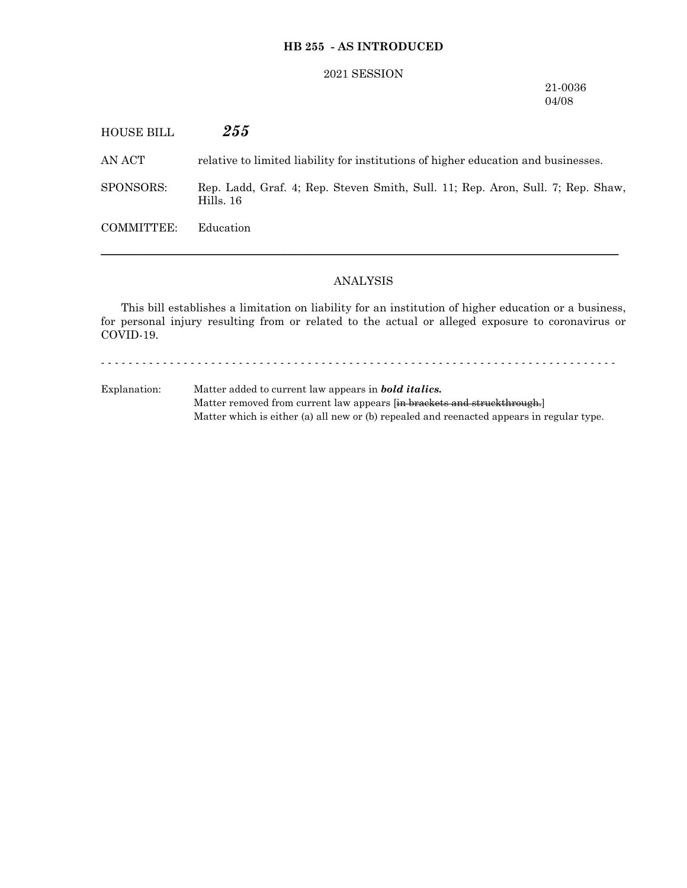**HB 255 - AS INTRODUCED**

2021 SESSION

21-0036
04/08

HOUSE BILL ***255***

AN ACT relative to limited liability for institutions of higher education and businesses.

SPONSORS: Rep. Ladd, Graf. 4; Rep. Steven Smith, Sull. 11; Rep. Aron, Sull. 7; Rep. Shaw, Hills. 16

COMMITTEE: Education

---

ANALYSIS

This bill establishes a limitation on liability for an institution of higher education or a business, for personal injury resulting from or related to the actual or alleged exposure to coronavirus or COVID-19.

- - - - - - - - - - - - - - - - - - - - - - - - - - - - - - - - - - - - - - - - - - - - - - - - - - - - - - - - - - - - - - - - - - - - - - - - - - -

Explanation: Matter added to current law appears in ***bold italics.***
Matter removed from current law appears [~~in brackets and struckthrough.~~]
Matter which is either (a) all new or (b) repealed and reenacted appears in regular type.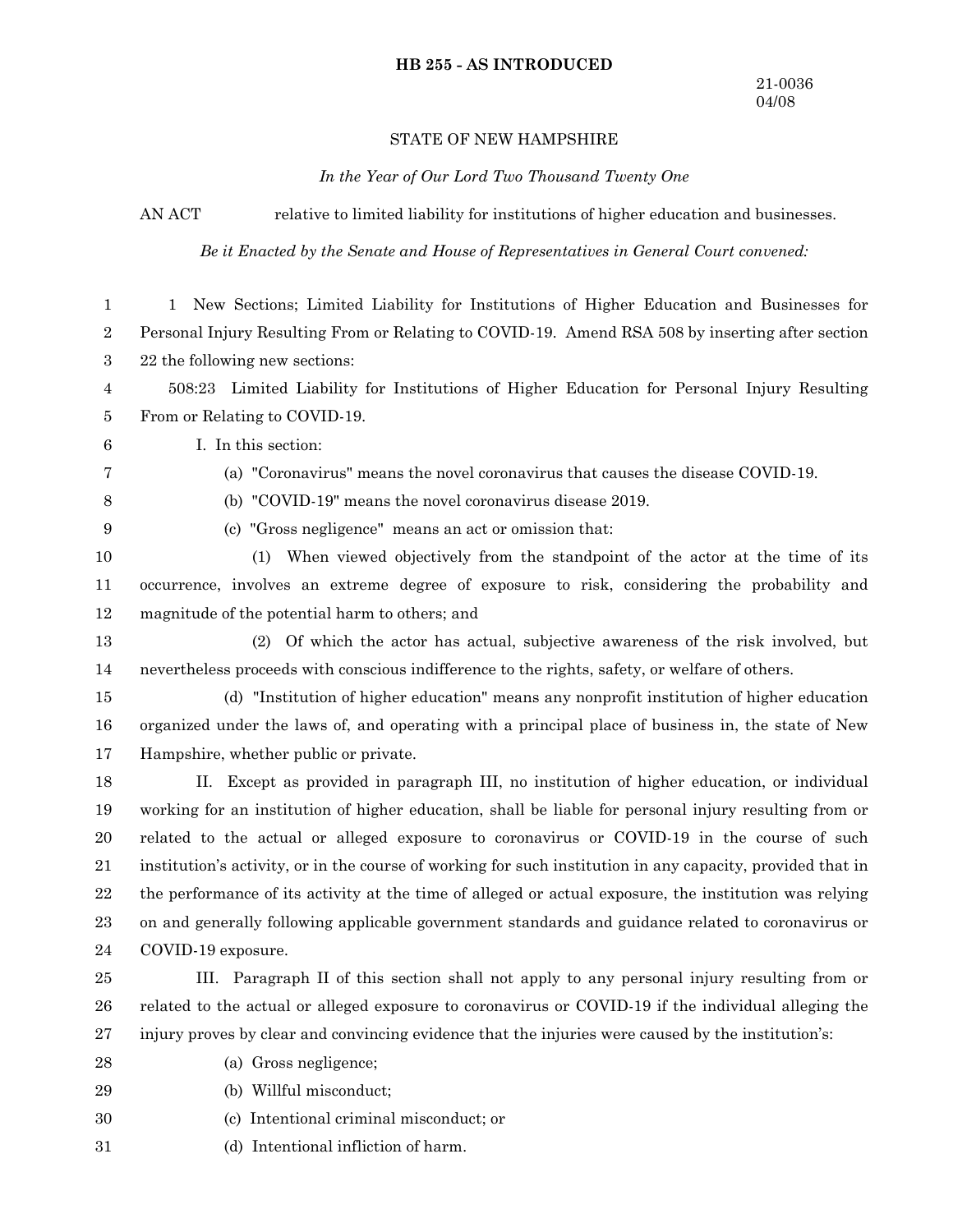**HB 255 - AS INTRODUCED**

21-0036
04/08

STATE OF NEW HAMPSHIRE

*In the Year of Our Lord Two Thousand Twenty One*

AN ACT relative to limited liability for institutions of higher education and businesses.

*Be it Enacted by the Senate and House of Representatives in General Court convened:*

1 New Sections; Limited Liability for Institutions of Higher Education and Businesses for Personal Injury Resulting From or Relating to COVID-19. Amend RSA 508 by inserting after section 22 the following new sections:

508:23 Limited Liability for Institutions of Higher Education for Personal Injury Resulting From or Relating to COVID-19.

I. In this section:

(a) "Coronavirus" means the novel coronavirus that causes the disease COVID-19.

(b) "COVID-19" means the novel coronavirus disease 2019.

(c) "Gross negligence" means an act or omission that:

(1) When viewed objectively from the standpoint of the actor at the time of its occurrence, involves an extreme degree of exposure to risk, considering the probability and magnitude of the potential harm to others; and

(2) Of which the actor has actual, subjective awareness of the risk involved, but nevertheless proceeds with conscious indifference to the rights, safety, or welfare of others.

(d) "Institution of higher education" means any nonprofit institution of higher education organized under the laws of, and operating with a principal place of business in, the state of New Hampshire, whether public or private.

II. Except as provided in paragraph III, no institution of higher education, or individual working for an institution of higher education, shall be liable for personal injury resulting from or related to the actual or alleged exposure to coronavirus or COVID-19 in the course of such institution's activity, or in the course of working for such institution in any capacity, provided that in the performance of its activity at the time of alleged or actual exposure, the institution was relying on and generally following applicable government standards and guidance related to coronavirus or COVID-19 exposure.

III. Paragraph II of this section shall not apply to any personal injury resulting from or related to the actual or alleged exposure to coronavirus or COVID-19 if the individual alleging the injury proves by clear and convincing evidence that the injuries were caused by the institution's:

(a) Gross negligence;

(b) Willful misconduct;

(c) Intentional criminal misconduct; or

(d) Intentional infliction of harm.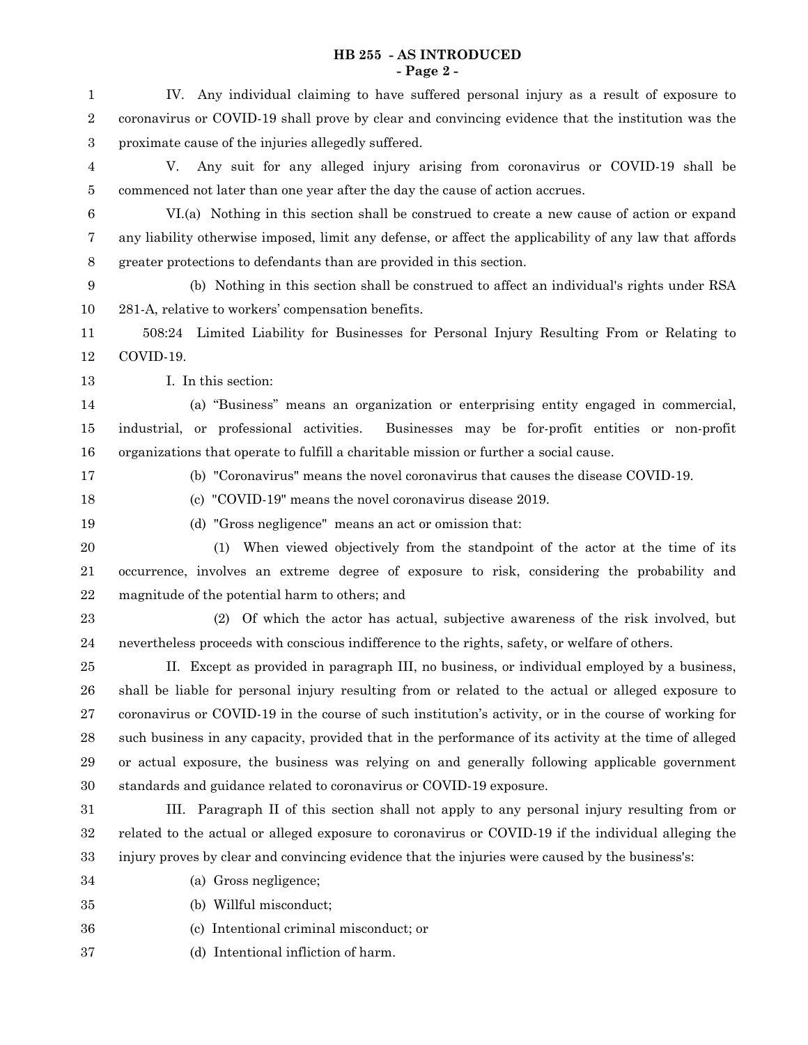IV. Any individual claiming to have suffered personal injury as a result of exposure to coronavirus or COVID-19 shall prove by clear and convincing evidence that the institution was the proximate cause of the injuries allegedly suffered.

V. Any suit for any alleged injury arising from coronavirus or COVID-19 shall be commenced not later than one year after the day the cause of action accrues.

VI.(a) Nothing in this section shall be construed to create a new cause of action or expand any liability otherwise imposed, limit any defense, or affect the applicability of any law that affords greater protections to defendants than are provided in this section.

(b) Nothing in this section shall be construed to affect an individual's rights under RSA 281-A, relative to workers' compensation benefits.

508:24 Limited Liability for Businesses for Personal Injury Resulting From or Relating to COVID-19.

I. In this section:

(a) "Business" means an organization or enterprising entity engaged in commercial, industrial, or professional activities. Businesses may be for-profit entities or non-profit organizations that operate to fulfill a charitable mission or further a social cause.

(b) "Coronavirus" means the novel coronavirus that causes the disease COVID-19.

(c) "COVID-19" means the novel coronavirus disease 2019.

(d) "Gross negligence" means an act or omission that:

(1) When viewed objectively from the standpoint of the actor at the time of its occurrence, involves an extreme degree of exposure to risk, considering the probability and magnitude of the potential harm to others; and

(2) Of which the actor has actual, subjective awareness of the risk involved, but nevertheless proceeds with conscious indifference to the rights, safety, or welfare of others.

II. Except as provided in paragraph III, no business, or individual employed by a business, shall be liable for personal injury resulting from or related to the actual or alleged exposure to coronavirus or COVID-19 in the course of such institution's activity, or in the course of working for such business in any capacity, provided that in the performance of its activity at the time of alleged or actual exposure, the business was relying on and generally following applicable government standards and guidance related to coronavirus or COVID-19 exposure.

III. Paragraph II of this section shall not apply to any personal injury resulting from or related to the actual or alleged exposure to coronavirus or COVID-19 if the individual alleging the injury proves by clear and convincing evidence that the injuries were caused by the business's:

(a) Gross negligence;

(b) Willful misconduct;

(c) Intentional criminal misconduct; or

(d) Intentional infliction of harm.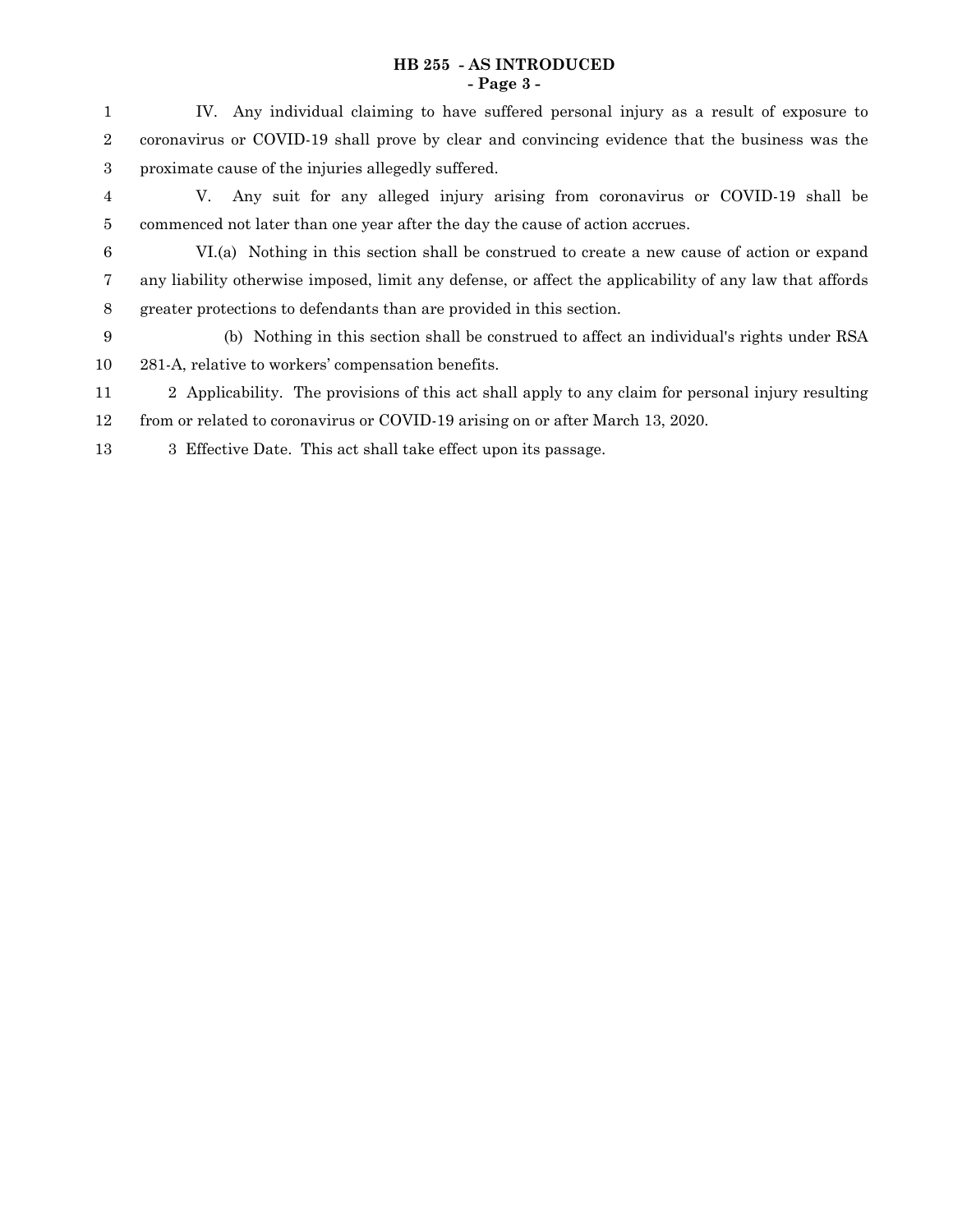IV. Any individual claiming to have suffered personal injury as a result of exposure to coronavirus or COVID-19 shall prove by clear and convincing evidence that the business was the proximate cause of the injuries allegedly suffered.

V. Any suit for any alleged injury arising from coronavirus or COVID-19 shall be commenced not later than one year after the day the cause of action accrues.

VI.(a) Nothing in this section shall be construed to create a new cause of action or expand any liability otherwise imposed, limit any defense, or affect the applicability of any law that affords greater protections to defendants than are provided in this section.

(b) Nothing in this section shall be construed to affect an individual's rights under RSA 281-A, relative to workers' compensation benefits.

2 Applicability. The provisions of this act shall apply to any claim for personal injury resulting from or related to coronavirus or COVID-19 arising on or after March 13, 2020.

3 Effective Date. This act shall take effect upon its passage.